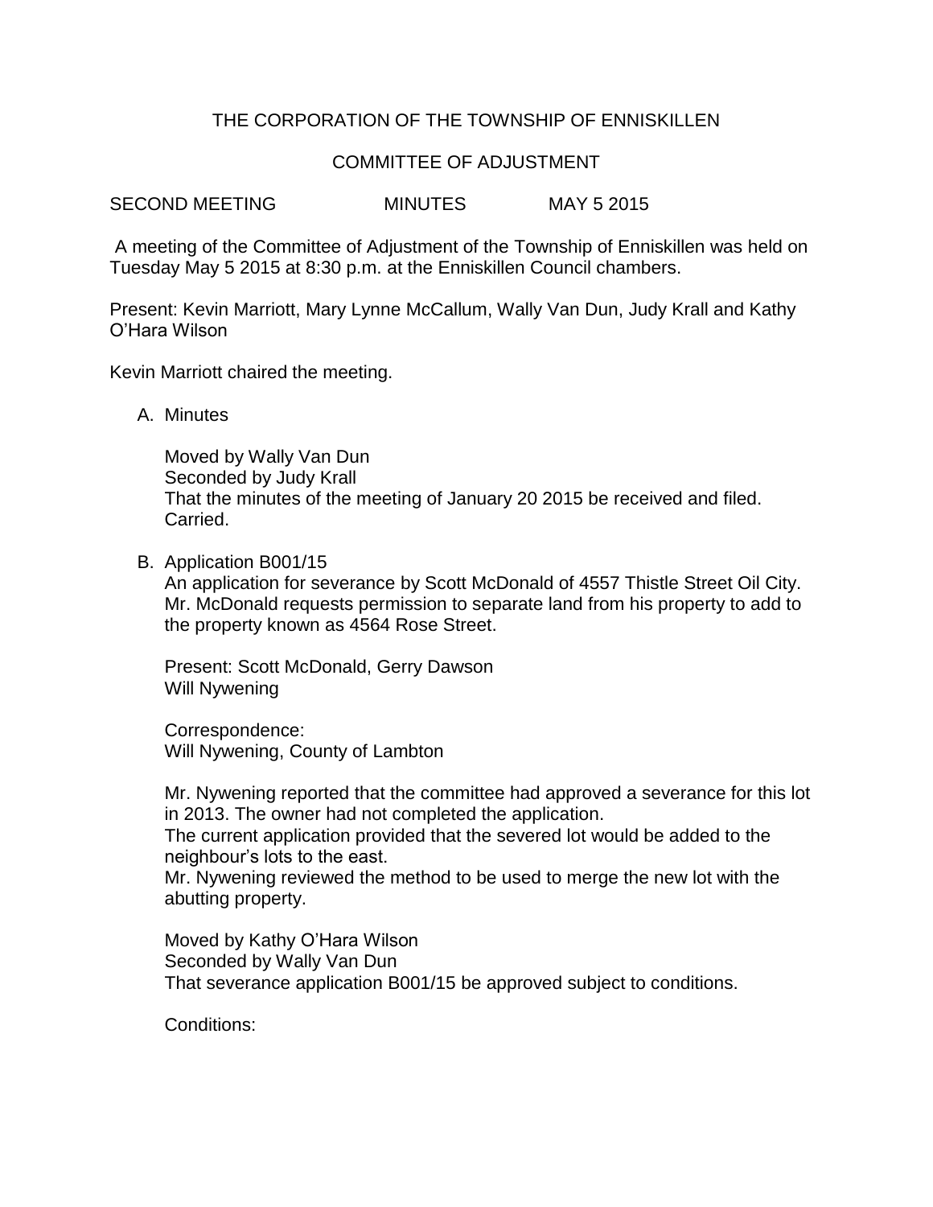THE CORPORATION OF THE TOWNSHIP OF ENNISKILLEN

COMMITTEE OF ADJUSTMENT

SECOND MEETING MINUTES MAY 5 2015

A meeting of the Committee of Adjustment of the Township of Enniskillen was held on Tuesday May 5 2015 at 8:30 p.m. at the Enniskillen Council chambers.

Present: Kevin Marriott, Mary Lynne McCallum, Wally Van Dun, Judy Krall and Kathy O'Hara Wilson

Kevin Marriott chaired the meeting.

A. Minutes

   Moved by Wally Van Dun
   Seconded by Judy Krall
   That the minutes of the meeting of January 20 2015 be received and filed.
   Carried.

B. Application B001/15
   An application for severance by Scott McDonald of 4557 Thistle Street Oil City. Mr. McDonald requests permission to separate land from his property to add to the property known as 4564 Rose Street.

   Present: Scott McDonald, Gerry Dawson
   Will Nywening

   Correspondence:
   Will Nywening, County of Lambton

   Mr. Nywening reported that the committee had approved a severance for this lot in 2013. The owner had not completed the application.
   The current application provided that the severed lot would be added to the neighbour's lots to the east.
   Mr. Nywening reviewed the method to be used to merge the new lot with the abutting property.

   Moved by Kathy O'Hara Wilson
   Seconded by Wally Van Dun
   That severance application B001/15 be approved subject to conditions.

   Conditions: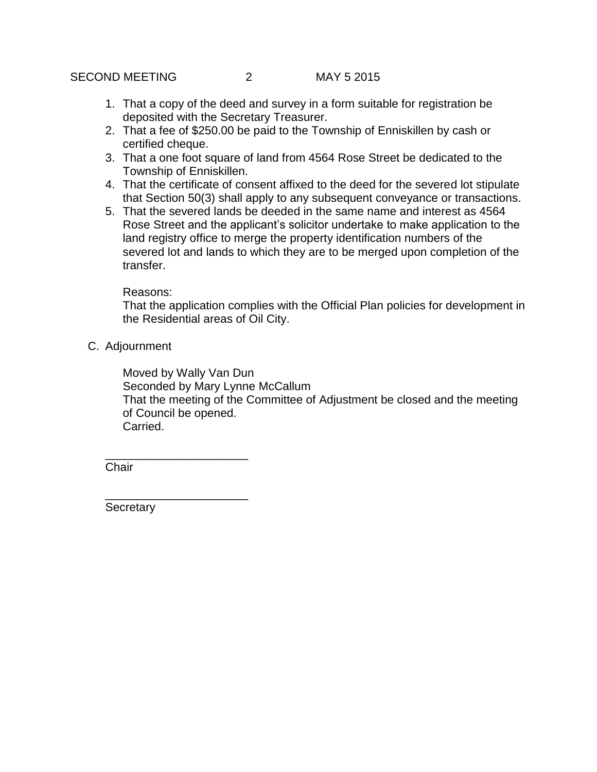1. That a copy of the deed and survey in a form suitable for registration be deposited with the Secretary Treasurer.
2. That a fee of $250.00 be paid to the Township of Enniskillen by cash or certified cheque.
3. That a one foot square of land from 4564 Rose Street be dedicated to the Township of Enniskillen.
4. That the certificate of consent affixed to the deed for the severed lot stipulate that Section 50(3) shall apply to any subsequent conveyance or transactions.
5. That the severed lands be deeded in the same name and interest as 4564 Rose Street and the applicant's solicitor undertake to make application to the land registry office to merge the property identification numbers of the severed lot and lands to which they are to be merged upon completion of the transfer.

   Reasons:
   That the application complies with the Official Plan policies for development in the Residential areas of Oil City.

C. Adjournment

   Moved by Wally Van Dun
   Seconded by Mary Lynne McCallum
   That the meeting of the Committee of Adjustment be closed and the meeting of Council be opened.
   Carried.

______________________
Chair

______________________
Secretary